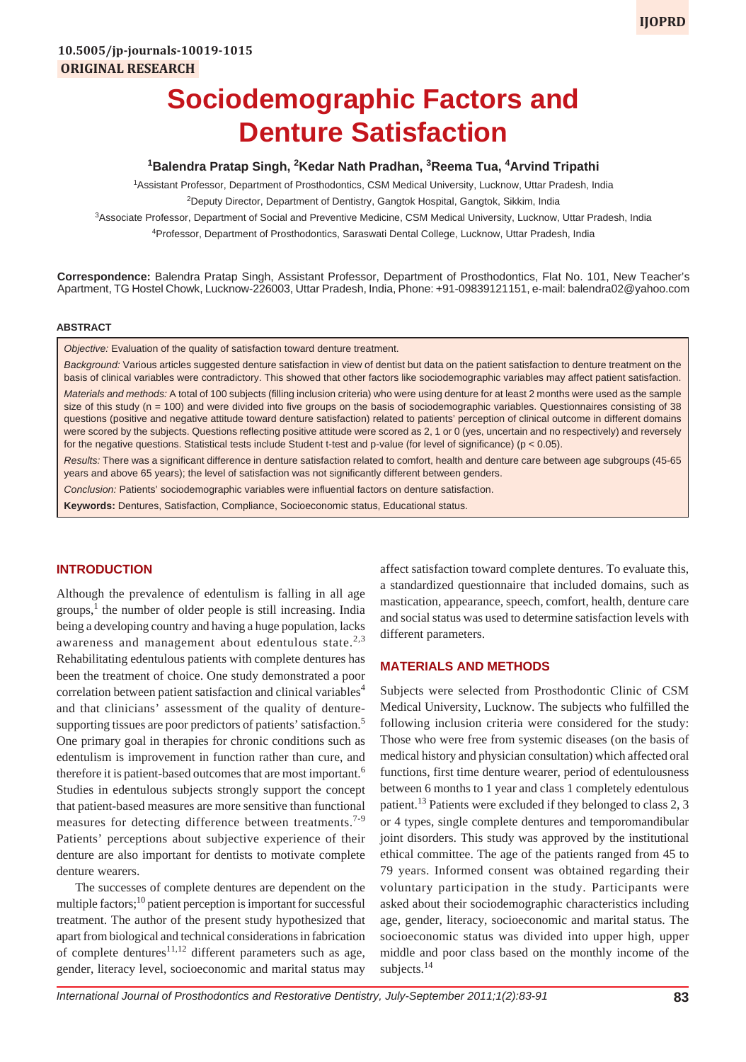10.5005/jp-journals-10019-1015

**ORIGINAL RESEARCH**

# Sociodemographic Factors and Denture Satisfaction

[1]Balendra Pratap Singh, [2]Kedar Nath Pradhan, [3]Reema Tua, [4]Arvind Tripathi

[1]Assistant Professor, Department of Prosthodontics, CSM Medical University, Lucknow, Uttar Pradesh, India

[2]Deputy Director, Department of Dentistry, Gangtok Hospital, Gangtok, Sikkim, India

[3]Associate Professor, Department of Social and Preventive Medicine, CSM Medical University, Lucknow, Uttar Pradesh, India

[4]Professor, Department of Prosthodontics, Saraswati Dental College, Lucknow, Uttar Pradesh, India

**Correspondence:** Balendra Pratap Singh, Assistant Professor, Department of Prosthodontics, Flat No. 101, New Teacher's Apartment, TG Hostel Chowk, Lucknow-226003, Uttar Pradesh, India, Phone: +91-09839121151, e-mail: balendra02@yahoo.com

## ABSTRACT

*Objective:* Evaluation of the quality of satisfaction toward denture treatment.

*Background:* Various articles suggested denture satisfaction in view of dentist but data on the patient satisfaction to denture treatment on the basis of clinical variables were contradictory. This showed that other factors like sociodemographic variables may affect patient satisfaction.

*Materials and methods:* A total of 100 subjects (filling inclusion criteria) who were using denture for at least 2 months were used as the sample size of this study (n = 100) and were divided into five groups on the basis of sociodemographic variables. Questionnaires consisting of 38 questions (positive and negative attitude toward denture satisfaction) related to patients' perception of clinical outcome in different domains were scored by the subjects. Questions reflecting positive attitude were scored as 2, 1 or 0 (yes, uncertain and no respectively) and reversely for the negative questions. Statistical tests include Student t-test and p-value (for level of significance) ($p < 0.05$).

*Results:* There was a significant difference in denture satisfaction related to comfort, health and denture care between age subgroups (45-65 years and above 65 years); the level of satisfaction was not significantly different between genders.

*Conclusion:* Patients' sociodemographic variables were influential factors on denture satisfaction.

**Keywords:** Dentures, Satisfaction, Compliance, Socioeconomic status, Educational status.

## INTRODUCTION

Although the prevalence of edentulism is falling in all age groups,[1] the number of older people is still increasing. India being a developing country and having a huge population, lacks awareness and management about edentulous state.[2,3] Rehabilitating edentulous patients with complete dentures has been the treatment of choice. One study demonstrated a poor correlation between patient satisfaction and clinical variables[4] and that clinicians' assessment of the quality of denture-supporting tissues are poor predictors of patients' satisfaction.[5] One primary goal in therapies for chronic conditions such as edentulism is improvement in function rather than cure, and therefore it is patient-based outcomes that are most important.[6] Studies in edentulous subjects strongly support the concept that patient-based measures are more sensitive than functional measures for detecting difference between treatments.[7-9] Patients' perceptions about subjective experience of their denture are also important for dentists to motivate complete denture wearers.

The successes of complete dentures are dependent on the multiple factors;[10] patient perception is important for successful treatment. The author of the present study hypothesized that apart from biological and technical considerations in fabrication of complete dentures[11,12] different parameters such as age, gender, literacy level, socioeconomic and marital status may affect satisfaction toward complete dentures. To evaluate this, a standardized questionnaire that included domains, such as mastication, appearance, speech, comfort, health, denture care and social status was used to determine satisfaction levels with different parameters.

## MATERIALS AND METHODS

Subjects were selected from Prosthodontic Clinic of CSM Medical University, Lucknow. The subjects who fulfilled the following inclusion criteria were considered for the study: Those who were free from systemic diseases (on the basis of medical history and physician consultation) which affected oral functions, first time denture wearer, period of edentulousness between 6 months to 1 year and class 1 completely edentulous patient.[13] Patients were excluded if they belonged to class 2, 3 or 4 types, single complete dentures and temporomandibular joint disorders. This study was approved by the institutional ethical committee. The age of the patients ranged from 45 to 79 years. Informed consent was obtained regarding their voluntary participation in the study. Participants were asked about their sociodemographic characteristics including age, gender, literacy, socioeconomic and marital status. The socioeconomic status was divided into upper high, upper middle and poor class based on the monthly income of the subjects.[14]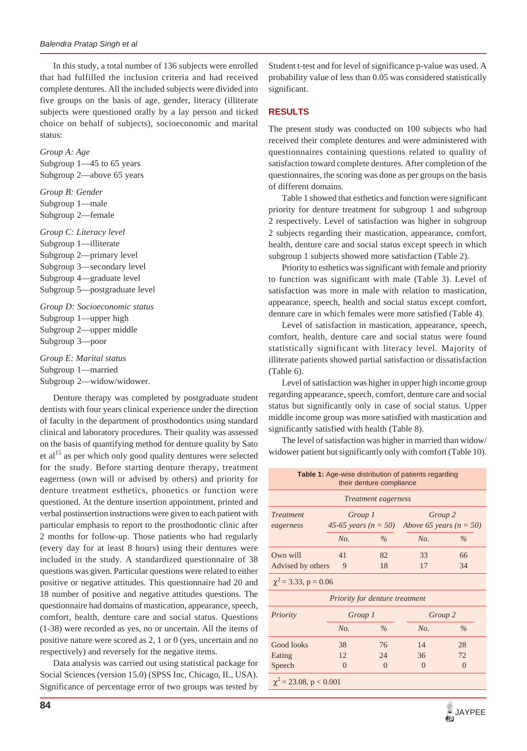In this study, a total number of 136 subjects were enrolled that had fulfilled the inclusion criteria and had received complete dentures. All the included subjects were divided into five groups on the basis of age, gender, literacy (illiterate subjects were questioned orally by a lay person and ticked choice on behalf of subjects), socioeconomic and marital status:

*Group A: Age*
Subgroup 1—45 to 65 years
Subgroup 2—above 65 years

*Group B: Gender*
Subgroup 1—male
Subgroup 2—female

*Group C: Literacy level*
Subgroup 1—illiterate
Subgroup 2—primary level
Subgroup 3—secondary level
Subgroup 4—graduate level
Subgroup 5—postgraduate level

*Group D: Socioeconomic status*
Subgroup 1—upper high
Subgroup 2—upper middle
Subgroup 3—poor

*Group E: Marital status*
Subgroup 1—married
Subgroup 2—widow/widower.

Denture therapy was completed by postgraduate student dentists with four years clinical experience under the direction of faculty in the department of prosthodontics using standard clinical and laboratory procedures. Their quality was assessed on the basis of quantifying method for denture quality by Sato et al[15] as per which only good quality dentures were selected for the study. Before starting denture therapy, treatment eagerness (own will or advised by others) and priority for denture treatment esthetics, phonetics or function were questioned. At the denture insertion appointment, printed and verbal postinsertion instructions were given to each patient with particular emphasis to report to the prosthodontic clinic after 2 months for follow-up. Those patients who had regularly (every day for at least 8 hours) using their dentures were included in the study. A standardized questionnaire of 38 questions was given. Particular questions were related to either positive or negative attitudes. This questionnaire had 20 and 18 number of positive and negative attitudes questions. The questionnaire had domains of mastication, appearance, speech, comfort, health, denture care and social status. Questions (1-38) were recorded as yes, no or uncertain. All the items of positive nature were scored as 2, 1 or 0 (yes, uncertain and no respectively) and reversely for the negative items.

Data analysis was carried out using statistical package for Social Sciences (version 15.0) (SPSS Inc, Chicago, IL, USA). Significance of percentage error of two groups was tested by Student t-test and for level of significance p-value was used. A probability value of less than 0.05 was considered statistically significant.

## RESULTS

The present study was conducted on 100 subjects who had received their complete dentures and were administered with questionnaires containing questions related to quality of satisfaction toward complete dentures. After completion of the questionnaires, the scoring was done as per groups on the basis of different domains.

Table 1 showed that esthetics and function were significant priority for denture treatment for subgroup 1 and subgroup 2 respectively. Level of satisfaction was higher in subgroup 2 subjects regarding their mastication, appearance, comfort, health, denture care and social status except speech in which subgroup 1 subjects showed more satisfaction (Table 2).

Priority to esthetics was significant with female and priority to function was significant with male (Table 3). Level of satisfaction was more in male with relation to mastication, appearance, speech, health and social status except comfort, denture care in which females were more satisfied (Table 4).

Level of satisfaction in mastication, appearance, speech, comfort, health, denture care and social status were found statistically significant with literacy level. Majority of illiterate patients showed partial satisfaction or dissatisfaction (Table 6).

Level of satisfaction was higher in upper high income group regarding appearance, speech, comfort, denture care and social status but significantly only in case of social status. Upper middle income group was more satisfied with mastication and significantly satisfied with health (Table 8).

The level of satisfaction was higher in married than widow/widower patient but significantly only with comfort (Table 10).

**Table 1:** Age-wise distribution of patients regarding their denture compliance

| *Treatment eagerness* | | | | |
|---|---|---|---|---|
| *Treatment eagerness* | *Group 1* *45-65 years (n = 50)* | | *Group 2* *Above 65 years (n = 50)* | |
| | *No.* | *%* | *No.* | *%* |
| Own will | 41 | 82 | 33 | 66 |
| Advised by others | 9 | 18 | 17 | 34 |
| $\chi^2$ = 3.33, p = 0.06 | | | | |
| *Priority for denture treatment* | | | | |
| *Priority* | *Group 1* | | *Group 2* | |
| | *No.* | *%* | *No.* | *%* |
| Good looks | 38 | 76 | 14 | 28 |
| Eating | 12 | 24 | 36 | 72 |
| Speech | 0 | 0 | 0 | 0 |
| $\chi^2$ = 23.08, p < 0.001 | | | | |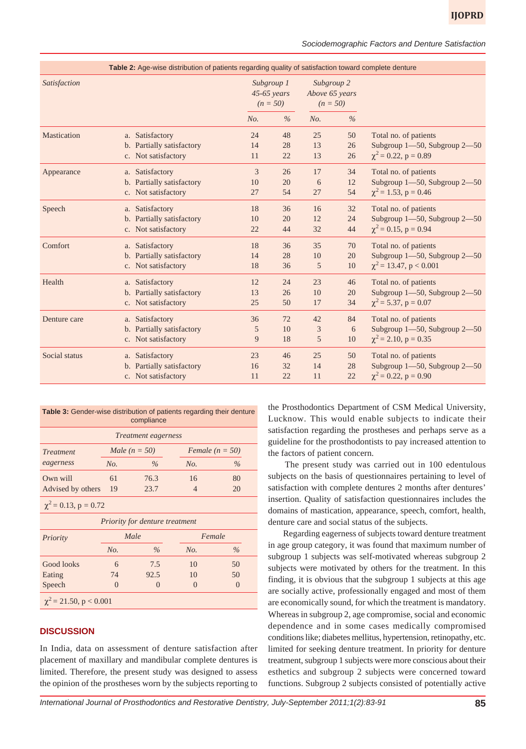**Table 2:** Age-wise distribution of patients regarding quality of satisfaction toward complete denture

| Satisfaction | | Subgroup 1 45-65 years (n = 50) | | Subgroup 2 Above 65 years (n = 50) | | |
|---|---|---|---|---|---|---|
| | | No. | % | No. | % | |
| Mastication | a. Satisfactory | 24 | 48 | 25 | 50 | Total no. of patients |
| | b. Partially satisfactory | 14 | 28 | 13 | 26 | Subgroup 1—50, Subgroup 2—50 |
| | c. Not satisfactory | 11 | 22 | 13 | 26 | $\chi^2 = 0.22$, p = 0.89 |
| Appearance | a. Satisfactory | 3 | 26 | 17 | 34 | Total no. of patients |
| | b. Partially satisfactory | 10 | 20 | 6 | 12 | Subgroup 1—50, Subgroup 2—50 |
| | c. Not satisfactory | 27 | 54 | 27 | 54 | $\chi^2 = 1.53$, p = 0.46 |
| Speech | a. Satisfactory | 18 | 36 | 16 | 32 | Total no. of patients |
| | b. Partially satisfactory | 10 | 20 | 12 | 24 | Subgroup 1—50, Subgroup 2—50 |
| | c. Not satisfactory | 22 | 44 | 32 | 44 | $\chi^2 = 0.15$, p = 0.94 |
| Comfort | a. Satisfactory | 18 | 36 | 35 | 70 | Total no. of patients |
| | b. Partially satisfactory | 14 | 28 | 10 | 20 | Subgroup 1—50, Subgroup 2—50 |
| | c. Not satisfactory | 18 | 36 | 5 | 10 | $\chi^2 = 13.47$, p < 0.001 |
| Health | a. Satisfactory | 12 | 24 | 23 | 46 | Total no. of patients |
| | b. Partially satisfactory | 13 | 26 | 10 | 20 | Subgroup 1—50, Subgroup 2—50 |
| | c. Not satisfactory | 25 | 50 | 17 | 34 | $\chi^2 = 5.37$, p = 0.07 |
| Denture care | a. Satisfactory | 36 | 72 | 42 | 84 | Total no. of patients |
| | b. Partially satisfactory | 5 | 10 | 3 | 6 | Subgroup 1—50, Subgroup 2—50 |
| | c. Not satisfactory | 9 | 18 | 5 | 10 | $\chi^2 = 2.10$, p = 0.35 |
| Social status | a. Satisfactory | 23 | 46 | 25 | 50 | Total no. of patients |
| | b. Partially satisfactory | 16 | 32 | 14 | 28 | Subgroup 1—50, Subgroup 2—50 |
| | c. Not satisfactory | 11 | 22 | 11 | 22 | $\chi^2 = 0.22$, p = 0.90 |

**Table 3:** Gender-wise distribution of patients regarding their denture compliance

| *Treatment eagerness* | | | | |
|---|---|---|---|---|
| Treatment eagerness | Male (n = 50) | | Female (n = 50) | |
| | No. | % | No. | % |
| Own will | 61 | 76.3 | 16 | 80 |
| Advised by others | 19 | 23.7 | 4 | 20 |
| $\chi^2 = 0.13$, p = 0.72 | | | | |
| *Priority for denture treatment* | | | | |
| Priority | Male | | Female | |
| | No. | % | No. | % |
| Good looks | 6 | 7.5 | 10 | 50 |
| Eating | 74 | 92.5 | 10 | 50 |
| Speech | 0 | 0 | 0 | 0 |
| $\chi^2 = 21.50$, p < 0.001 | | | | |

## DISCUSSION

In India, data on assessment of denture satisfaction after placement of maxillary and mandibular complete dentures is limited. Therefore, the present study was designed to assess the opinion of the prostheses worn by the subjects reporting to the Prosthodontics Department of CSM Medical University, Lucknow. This would enable subjects to indicate their satisfaction regarding the prostheses and perhaps serve as a guideline for the prosthodontists to pay increased attention to the factors of patient concern.

The present study was carried out in 100 edentulous subjects on the basis of questionnaires pertaining to level of satisfaction with complete dentures 2 months after dentures' insertion. Quality of satisfaction questionnaires includes the domains of mastication, appearance, speech, comfort, health, denture care and social status of the subjects.

Regarding eagerness of subjects toward denture treatment in age group category, it was found that maximum number of subgroup 1 subjects was self-motivated whereas subgroup 2 subjects were motivated by others for the treatment. In this finding, it is obvious that the subgroup 1 subjects at this age are socially active, professionally engaged and most of them are economically sound, for which the treatment is mandatory. Whereas in subgroup 2, age compromise, social and economic dependence and in some cases medically compromised conditions like; diabetes mellitus, hypertension, retinopathy, etc. limited for seeking denture treatment. In priority for denture treatment, subgroup 1 subjects were more conscious about their esthetics and subgroup 2 subjects were concerned toward functions. Subgroup 2 subjects consisted of potentially active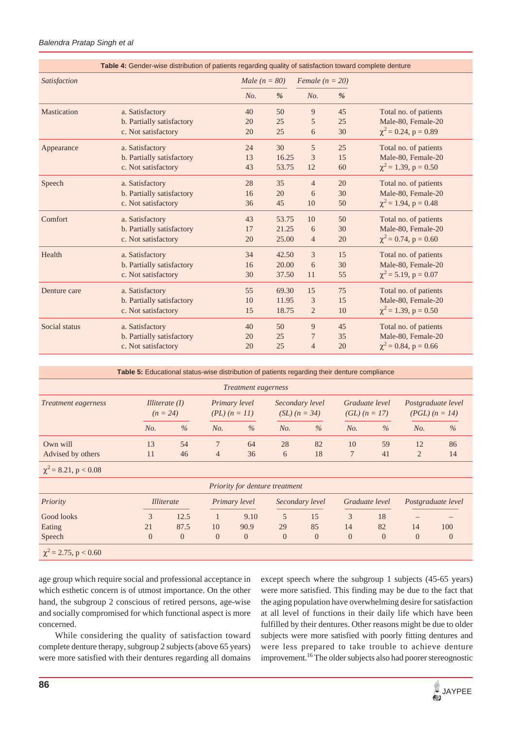**Table 4:** Gender-wise distribution of patients regarding quality of satisfaction toward complete denture

| Satisfaction | | Male (n = 80) | | Female (n = 20) | | |
|---|---|---|---|---|---|---|
| | | No. | % | No. | % | |
| Mastication | a. Satisfactory | 40 | 50 | 9 | 45 | Total no. of patients |
| | b. Partially satisfactory | 20 | 25 | 5 | 25 | Male-80, Female-20 |
| | c. Not satisfactory | 20 | 25 | 6 | 30 | $\chi^2 = 0.24$, $p = 0.89$ |
| Appearance | a. Satisfactory | 24 | 30 | 5 | 25 | Total no. of patients |
| | b. Partially satisfactory | 13 | 16.25 | 3 | 15 | Male-80, Female-20 |
| | c. Not satisfactory | 43 | 53.75 | 12 | 60 | $\chi^2 = 1.39$, $p = 0.50$ |
| Speech | a. Satisfactory | 28 | 35 | 4 | 20 | Total no. of patients |
| | b. Partially satisfactory | 16 | 20 | 6 | 30 | Male-80, Female-20 |
| | c. Not satisfactory | 36 | 45 | 10 | 50 | $\chi^2 = 1.94$, $p = 0.48$ |
| Comfort | a. Satisfactory | 43 | 53.75 | 10 | 50 | Total no. of patients |
| | b. Partially satisfactory | 17 | 21.25 | 6 | 30 | Male-80, Female-20 |
| | c. Not satisfactory | 20 | 25.00 | 4 | 20 | $\chi^2 = 0.74$, $p = 0.60$ |
| Health | a. Satisfactory | 34 | 42.50 | 3 | 15 | Total no. of patients |
| | b. Partially satisfactory | 16 | 20.00 | 6 | 30 | Male-80, Female-20 |
| | c. Not satisfactory | 30 | 37.50 | 11 | 55 | $\chi^2 = 5.19$, $p = 0.07$ |
| Denture care | a. Satisfactory | 55 | 69.30 | 15 | 75 | Total no. of patients |
| | b. Partially satisfactory | 10 | 11.95 | 3 | 15 | Male-80, Female-20 |
| | c. Not satisfactory | 15 | 18.75 | 2 | 10 | $\chi^2 = 1.39$, $p = 0.50$ |
| Social status | a. Satisfactory | 40 | 50 | 9 | 45 | Total no. of patients |
| | b. Partially satisfactory | 20 | 25 | 7 | 35 | Male-80, Female-20 |
| | c. Not satisfactory | 20 | 25 | 4 | 20 | $\chi^2 = 0.84$, $p = 0.66$ |

**Table 5:** Educational status-wise distribution of patients regarding their denture compliance

| *Treatment eagerness* | | | | | | | | | | |
|---|---|---|---|---|---|---|---|---|---|---|
| Treatment eagerness | Illiterate (I) (n = 24) | | Primary level (PL) (n = 11) | | Secondary level (SL) (n = 34) | | Graduate level (GL) (n = 17) | | Postgraduate level (PGL) (n = 14) | |
| | No. | % | No. | % | No. | % | No. | % | No. | % |
| Own will | 13 | 54 | 7 | 64 | 28 | 82 | 10 | 59 | 12 | 86 |
| Advised by others | 11 | 46 | 4 | 36 | 6 | 18 | 7 | 41 | 2 | 14 |
| $\chi^2 = 8.21$, $p < 0.08$ | | | | | | | | | | |
| *Priority for denture treatment* | | | | | | | | | | |
| Priority | Illiterate | | Primary level | | Secondary level | | Graduate level | | Postgraduate level | |
| Good looks | 3 | 12.5 | 1 | 9.10 | 5 | 15 | 3 | 18 | – | – |
| Eating | 21 | 87.5 | 10 | 90.9 | 29 | 85 | 14 | 82 | 14 | 100 |
| Speech | 0 | 0 | 0 | 0 | 0 | 0 | 0 | 0 | 0 | 0 |
| $\chi^2 = 2.75$, $p < 0.60$ | | | | | | | | | | |

age group which require social and professional acceptance in which esthetic concern is of utmost importance. On the other hand, the subgroup 2 conscious of retired persons, age-wise and socially compromised for which functional aspect is more concerned.

While considering the quality of satisfaction toward complete denture therapy, subgroup 2 subjects (above 65 years) were more satisfied with their dentures regarding all domains except speech where the subgroup 1 subjects (45-65 years) were more satisfied. This finding may be due to the fact that the aging population have overwhelming desire for satisfaction at all level of functions in their daily life which have been fulfilled by their dentures. Other reasons might be due to older subjects were more satisfied with poorly fitting dentures and were less prepared to take trouble to achieve denture improvement.[16] The older subjects also had poorer stereognostic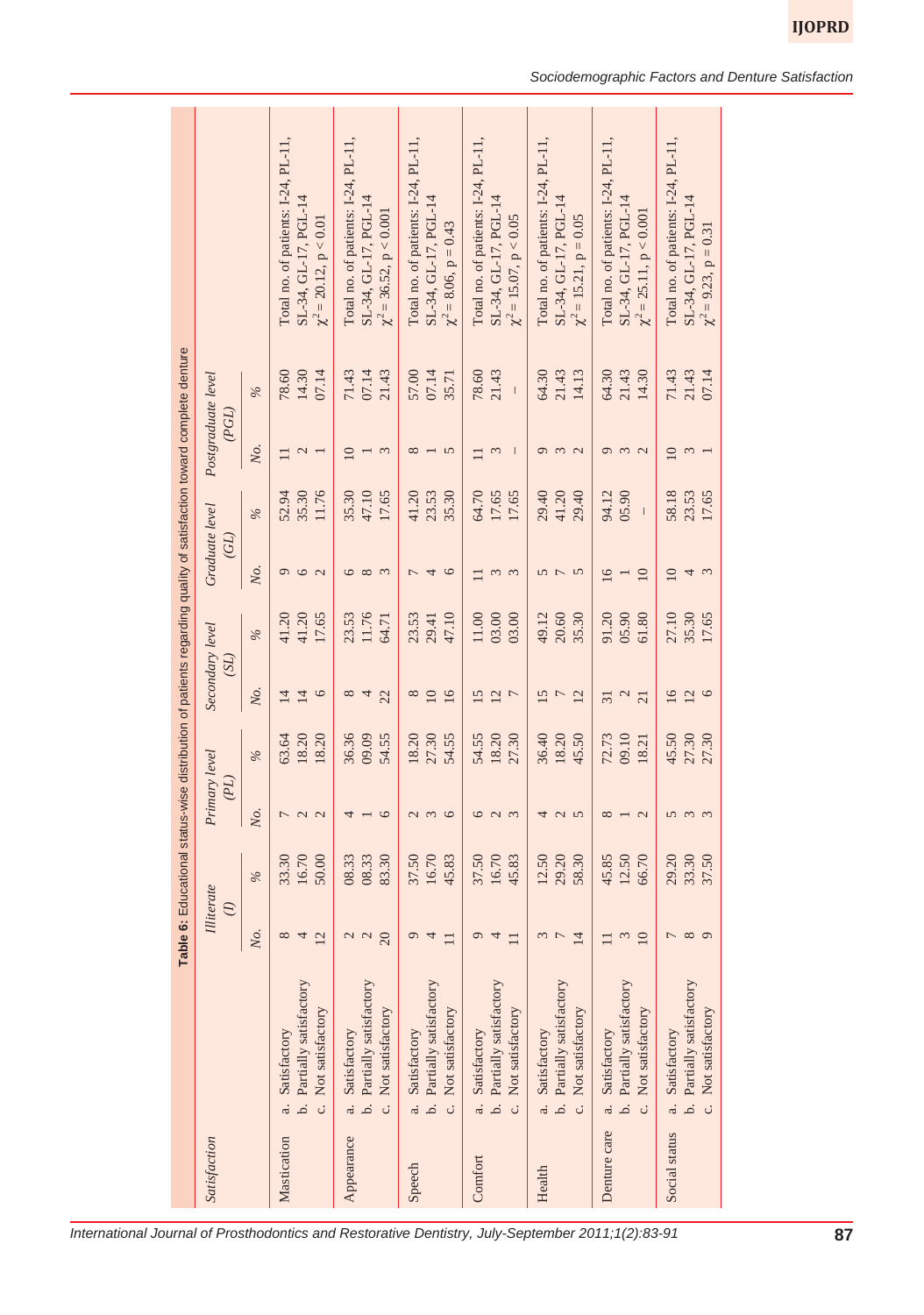**Table 6:** Educational status-wise distribution of patients regarding quality of satisfaction toward complete denture

| Satisfaction | | Illiterate (I) | | Primary level (PL) | | Secondary level (SL) | | Graduate level (GL) | | Postgraduate level (PGL) | | |
|---|---|---|---|---|---|---|---|---|---|---|---|---|
| | | No. | % | No. | % | No. | % | No. | % | No. | % | |
| Mastication | a. Satisfactory | 8 | 33.30 | 7 | 63.64 | 14 | 41.20 | 9 | 52.94 | 11 | 78.60 | Total no. of patients: I-24, PL-11, SL-34, GL-17, PGL-14 $\chi^2 = 20.12$, $p < 0.01$ |
| | b. Partially satisfactory | 4 | 16.70 | 2 | 18.20 | 14 | 41.20 | 6 | 35.30 | 2 | 14.30 | |
| | c. Not satisfactory | 12 | 50.00 | 2 | 18.20 | 6 | 17.65 | 2 | 11.76 | 1 | 07.14 | |
| Appearance | a. Satisfactory | 2 | 08.33 | 4 | 36.36 | 8 | 23.53 | 6 | 35.30 | 10 | 71.43 | Total no. of patients: I-24, PL-11, SL-34, GL-17, PGL-14 $\chi^2 = 36.52$, $p < 0.001$ |
| | b. Partially satisfactory | 2 | 08.33 | 1 | 09.09 | 4 | 11.76 | 8 | 47.10 | 1 | 07.14 | |
| | c. Not satisfactory | 20 | 83.30 | 6 | 54.55 | 22 | 64.71 | 3 | 17.65 | 3 | 21.43 | |
| Speech | a. Satisfactory | 9 | 37.50 | 2 | 18.20 | 8 | 23.53 | 7 | 41.20 | 8 | 57.00 | Total no. of patients: I-24, PL-11, SL-34, GL-17, PGL-14 $\chi^2 = 8.06$, $p = 0.43$ |
| | b. Partially satisfactory | 4 | 16.70 | 3 | 27.30 | 10 | 29.41 | 4 | 23.53 | 1 | 07.14 | |
| | c. Not satisfactory | 11 | 45.83 | 6 | 54.55 | 16 | 47.10 | 6 | 35.30 | 5 | 35.71 | |
| Comfort | a. Satisfactory | 9 | 37.50 | 6 | 54.55 | 15 | 11.00 | 11 | 64.70 | 11 | 78.60 | Total no. of patients: I-24, PL-11, SL-34, GL-17, PGL-14 $\chi^2 = 15.07$, $p < 0.05$ |
| | b. Partially satisfactory | 4 | 16.70 | 2 | 18.20 | 12 | 03.00 | 3 | 17.65 | 3 | 21.43 | |
| | c. Not satisfactory | 11 | 45.83 | 3 | 27.30 | 7 | 03.00 | 3 | 17.65 | – | – | |
| Health | a. Satisfactory | 3 | 12.50 | 4 | 36.40 | 15 | 49.12 | 5 | 29.40 | 9 | 64.30 | Total no. of patients: I-24, PL-11, SL-34, GL-17, PGL-14 $\chi^2 = 15.21$, $p = 0.05$ |
| | b. Partially satisfactory | 7 | 29.20 | 2 | 18.20 | 7 | 20.60 | 7 | 41.20 | 3 | 21.43 | |
| | c. Not satisfactory | 14 | 58.30 | 5 | 45.50 | 12 | 35.30 | 5 | 29.40 | 2 | 14.13 | |
| Denture care | a. Satisfactory | 11 | 45.85 | 8 | 72.73 | 31 | 91.20 | 16 | 94.12 | 9 | 64.30 | Total no. of patients: I-24, PL-11, SL-34, GL-17, PGL-14 $\chi^2 = 25.11$, $p < 0.001$ |
| | b. Partially satisfactory | 3 | 12.50 | 1 | 09.10 | 2 | 05.90 | 1 | 05.90 | 3 | 21.43 | |
| | c. Not satisfactory | 10 | 66.70 | 2 | 18.21 | 21 | 61.80 | 10 | – | 2 | 14.30 | |
| Social status | a. Satisfactory | 7 | 29.20 | 5 | 45.50 | 16 | 27.10 | 10 | 58.18 | 10 | 71.43 | Total no. of patients: I-24, PL-11, SL-34, GL-17, PGL-14 $\chi^2 = 9.23$, $p = 0.31$ |
| | b. Partially satisfactory | 8 | 33.30 | 3 | 27.30 | 12 | 35.30 | 4 | 23.53 | 3 | 21.43 | |
| | c. Not satisfactory | 9 | 37.50 | 3 | 27.30 | 6 | 17.65 | 3 | 17.65 | 1 | 07.14 | |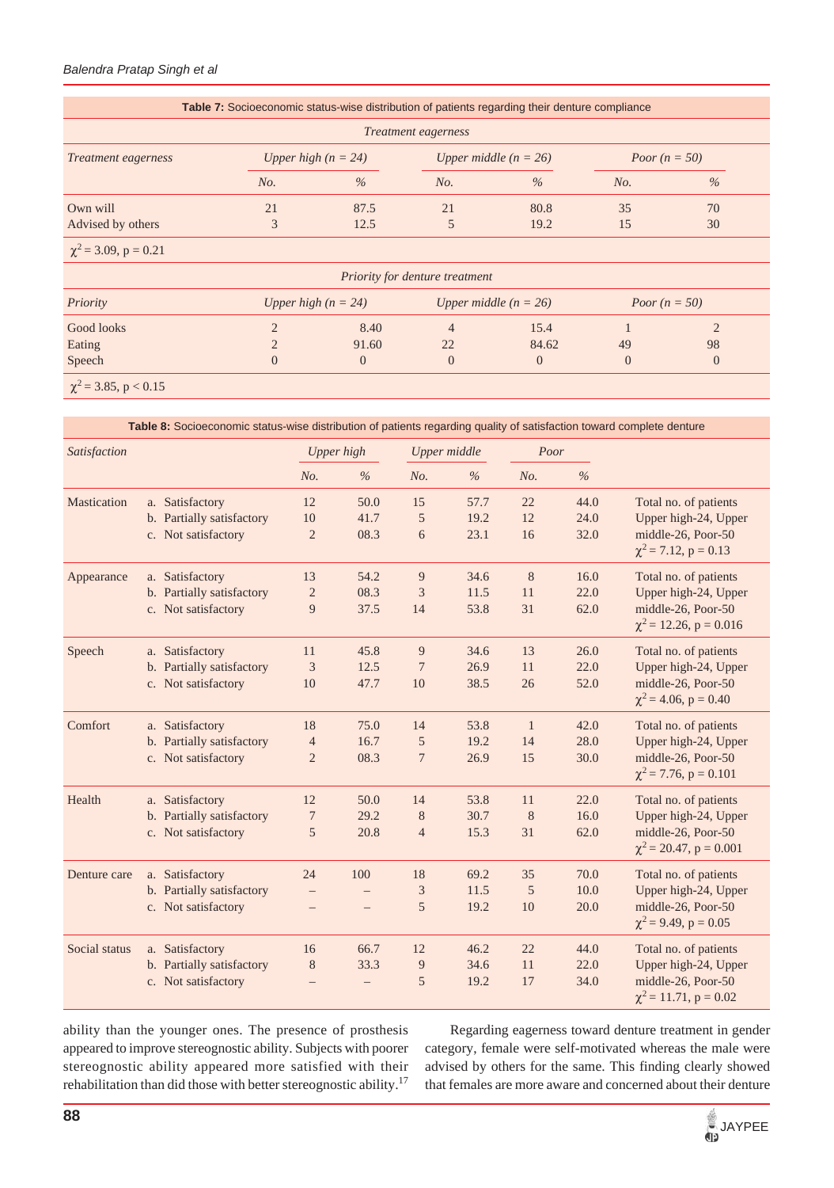**Table 7:** Socioeconomic status-wise distribution of patients regarding their denture compliance

| *Treatment eagerness* | *Upper high (n = 24)* | | *Upper middle (n = 26)* | | *Poor (n = 50)* | |
|---|---|---|---|---|---|---|
| | *No.* | *%* | *No.* | *%* | *No.* | *%* |
| Own will | 21 | 87.5 | 21 | 80.8 | 35 | 70 |
| Advised by others | 3 | 12.5 | 5 | 19.2 | 15 | 30 |
| $\chi^2 = 3.09$, $p = 0.21$ | | | | | | |

*Priority for denture treatment*

| *Priority* | *Upper high (n = 24)* | | *Upper middle (n = 26)* | | *Poor (n = 50)* | |
|---|---|---|---|---|---|---|
| Good looks | 2 | 8.40 | 4 | 15.4 | 1 | 2 |
| Eating | 2 | 91.60 | 22 | 84.62 | 49 | 98 |
| Speech | 0 | 0 | 0 | 0 | 0 | 0 |
| $\chi^2 = 3.85$, $p < 0.15$ | | | | | | |

**Table 8:** Socioeconomic status-wise distribution of patients regarding quality of satisfaction toward complete denture

| *Satisfaction* | | *Upper high* | | *Upper middle* | | *Poor* | | |
|---|---|---|---|---|---|---|---|---|
| | | *No.* | *%* | *No.* | *%* | *No.* | *%* | |
| Mastication | a. Satisfactory | 12 | 50.0 | 15 | 57.7 | 22 | 44.0 | Total no. of patients Upper high-24, Upper middle-26, Poor-50 |
| | b. Partially satisfactory | 10 | 41.7 | 5 | 19.2 | 12 | 24.0 | |
| | c. Not satisfactory | 2 | 08.3 | 6 | 23.1 | 16 | 32.0 | $\chi^2 = 7.12$, $p = 0.13$ |
| Appearance | a. Satisfactory | 13 | 54.2 | 9 | 34.6 | 8 | 16.0 | Total no. of patients Upper high-24, Upper middle-26, Poor-50 |
| | b. Partially satisfactory | 2 | 08.3 | 3 | 11.5 | 11 | 22.0 | |
| | c. Not satisfactory | 9 | 37.5 | 14 | 53.8 | 31 | 62.0 | $\chi^2 = 12.26$, $p = 0.016$ |
| Speech | a. Satisfactory | 11 | 45.8 | 9 | 34.6 | 13 | 26.0 | Total no. of patients Upper high-24, Upper middle-26, Poor-50 |
| | b. Partially satisfactory | 3 | 12.5 | 7 | 26.9 | 11 | 22.0 | |
| | c. Not satisfactory | 10 | 47.7 | 10 | 38.5 | 26 | 52.0 | $\chi^2 = 4.06$, $p = 0.40$ |
| Comfort | a. Satisfactory | 18 | 75.0 | 14 | 53.8 | 1 | 42.0 | Total no. of patients Upper high-24, Upper middle-26, Poor-50 |
| | b. Partially satisfactory | 4 | 16.7 | 5 | 19.2 | 14 | 28.0 | |
| | c. Not satisfactory | 2 | 08.3 | 7 | 26.9 | 15 | 30.0 | $\chi^2 = 7.76$, $p = 0.101$ |
| Health | a. Satisfactory | 12 | 50.0 | 14 | 53.8 | 11 | 22.0 | Total no. of patients Upper high-24, Upper middle-26, Poor-50 |
| | b. Partially satisfactory | 7 | 29.2 | 8 | 30.7 | 8 | 16.0 | |
| | c. Not satisfactory | 5 | 20.8 | 4 | 15.3 | 31 | 62.0 | $\chi^2 = 20.47$, $p = 0.001$ |
| Denture care | a. Satisfactory | 24 | 100 | 18 | 69.2 | 35 | 70.0 | Total no. of patients Upper high-24, Upper middle-26, Poor-50 |
| | b. Partially satisfactory | – | – | 3 | 11.5 | 5 | 10.0 | |
| | c. Not satisfactory | – | – | 5 | 19.2 | 10 | 20.0 | $\chi^2 = 9.49$, $p = 0.05$ |
| Social status | a. Satisfactory | 16 | 66.7 | 12 | 46.2 | 22 | 44.0 | Total no. of patients Upper high-24, Upper middle-26, Poor-50 |
| | b. Partially satisfactory | 8 | 33.3 | 9 | 34.6 | 11 | 22.0 | |
| | c. Not satisfactory | – | – | 5 | 19.2 | 17 | 34.0 | $\chi^2 = 11.71$, $p = 0.02$ |

ability than the younger ones. The presence of prosthesis appeared to improve stereognostic ability. Subjects with poorer stereognostic ability appeared more satisfied with their rehabilitation than did those with better stereognostic ability.[17]

Regarding eagerness toward denture treatment in gender category, female were self-motivated whereas the male were advised by others for the same. This finding clearly showed that females are more aware and concerned about their denture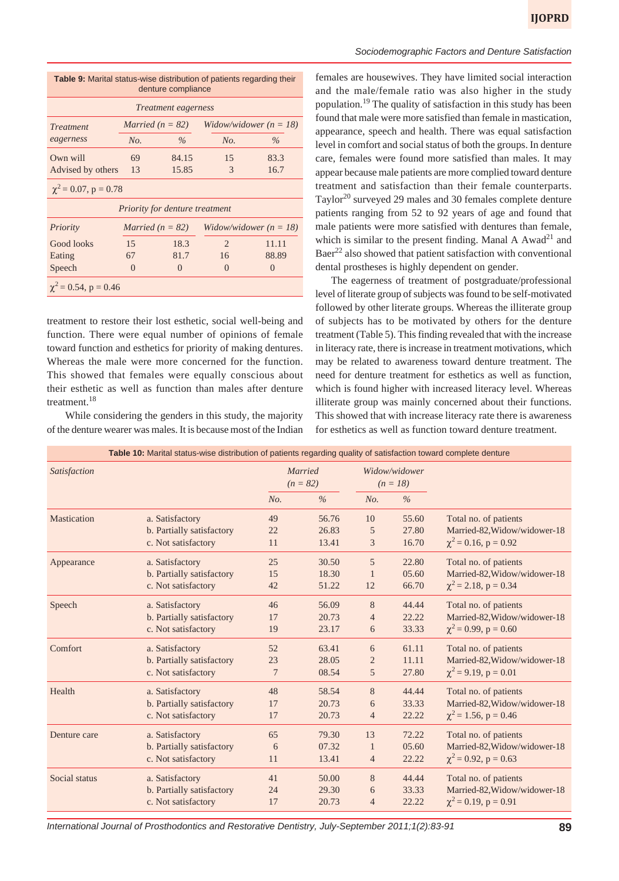**Table 9:** Marital status-wise distribution of patients regarding their denture compliance

| *Treatment eagerness* | | | | |
|---|---|---|---|---|
| *Treatment eagerness* | *Married (n = 82)* | | *Widow/widower (n = 18)* | |
| | *No.* | *%* | *No.* | *%* |
| Own will | 69 | 84.15 | 15 | 83.3 |
| Advised by others | 13 | 15.85 | 3 | 16.7 |
| $\chi^2 = 0.07$, $p = 0.78$ | | | | |
| *Priority for denture treatment* | | | | |
| *Priority* | *Married (n = 82)* | | *Widow/widower (n = 18)* | |
| Good looks | 15 | 18.3 | 2 | 11.11 |
| Eating | 67 | 81.7 | 16 | 88.89 |
| Speech | 0 | 0 | 0 | 0 |
| $\chi^2 = 0.54$, $p = 0.46$ | | | | |

treatment to restore their lost esthetic, social well-being and function. There were equal number of opinions of female toward function and esthetics for priority of making dentures. Whereas the male were more concerned for the function. This showed that females were equally conscious about their esthetic as well as function than males after denture treatment.[18]

While considering the genders in this study, the majority of the denture wearer was males. It is because most of the Indian females are housewives. They have limited social interaction and the male/female ratio was also higher in the study population.[19] The quality of satisfaction in this study has been found that male were more satisfied than female in mastication, appearance, speech and health. There was equal satisfaction level in comfort and social status of both the groups. In denture care, females were found more satisfied than males. It may appear because male patients are more complied toward denture treatment and satisfaction than their female counterparts. Taylor[20] surveyed 29 males and 30 females complete denture patients ranging from 52 to 92 years of age and found that male patients were more satisfied with dentures than female, which is similar to the present finding. Manal A Awad[21] and Baer[22] also showed that patient satisfaction with conventional dental prostheses is highly dependent on gender.

The eagerness of treatment of postgraduate/professional level of literate group of subjects was found to be self-motivated followed by other literate groups. Whereas the illiterate group of subjects has to be motivated by others for the denture treatment (Table 5). This finding revealed that with the increase in literacy rate, there is increase in treatment motivations, which may be related to awareness toward denture treatment. The need for denture treatment for esthetics as well as function, which is found higher with increased literacy level. Whereas illiterate group was mainly concerned about their functions. This showed that with increase literacy rate there is awareness for esthetics as well as function toward denture treatment.

**Table 10:** Marital status-wise distribution of patients regarding quality of satisfaction toward complete denture

| *Satisfaction* | | *Married (n = 82)* | | *Widow/widower (n = 18)* | | |
|---|---|---|---|---|---|---|
| | | *No.* | *%* | *No.* | *%* | |
| Mastication | a. Satisfactory | 49 | 56.76 | 10 | 55.60 | Total no. of patients |
| | b. Partially satisfactory | 22 | 26.83 | 5 | 27.80 | Married-82, Widow/widower-18 |
| | c. Not satisfactory | 11 | 13.41 | 3 | 16.70 | $\chi^2 = 0.16$, $p = 0.92$ |
| Appearance | a. Satisfactory | 25 | 30.50 | 5 | 22.80 | Total no. of patients |
| | b. Partially satisfactory | 15 | 18.30 | 1 | 05.60 | Married-82, Widow/widower-18 |
| | c. Not satisfactory | 42 | 51.22 | 12 | 66.70 | $\chi^2 = 2.18$, $p = 0.34$ |
| Speech | a. Satisfactory | 46 | 56.09 | 8 | 44.44 | Total no. of patients |
| | b. Partially satisfactory | 17 | 20.73 | 4 | 22.22 | Married-82, Widow/widower-18 |
| | c. Not satisfactory | 19 | 23.17 | 6 | 33.33 | $\chi^2 = 0.99$, $p = 0.60$ |
| Comfort | a. Satisfactory | 52 | 63.41 | 6 | 61.11 | Total no. of patients |
| | b. Partially satisfactory | 23 | 28.05 | 2 | 11.11 | Married-82, Widow/widower-18 |
| | c. Not satisfactory | 7 | 08.54 | 5 | 27.80 | $\chi^2 = 9.19$, $p = 0.01$ |
| Health | a. Satisfactory | 48 | 58.54 | 8 | 44.44 | Total no. of patients |
| | b. Partially satisfactory | 17 | 20.73 | 6 | 33.33 | Married-82, Widow/widower-18 |
| | c. Not satisfactory | 17 | 20.73 | 4 | 22.22 | $\chi^2 = 1.56$, $p = 0.46$ |
| Denture care | a. Satisfactory | 65 | 79.30 | 13 | 72.22 | Total no. of patients |
| | b. Partially satisfactory | 6 | 07.32 | 1 | 05.60 | Married-82, Widow/widower-18 |
| | c. Not satisfactory | 11 | 13.41 | 4 | 22.22 | $\chi^2 = 0.92$, $p = 0.63$ |
| Social status | a. Satisfactory | 41 | 50.00 | 8 | 44.44 | Total no. of patients |
| | b. Partially satisfactory | 24 | 29.30 | 6 | 33.33 | Married-82, Widow/widower-18 |
| | c. Not satisfactory | 17 | 20.73 | 4 | 22.22 | $\chi^2 = 0.19$, $p = 0.91$ |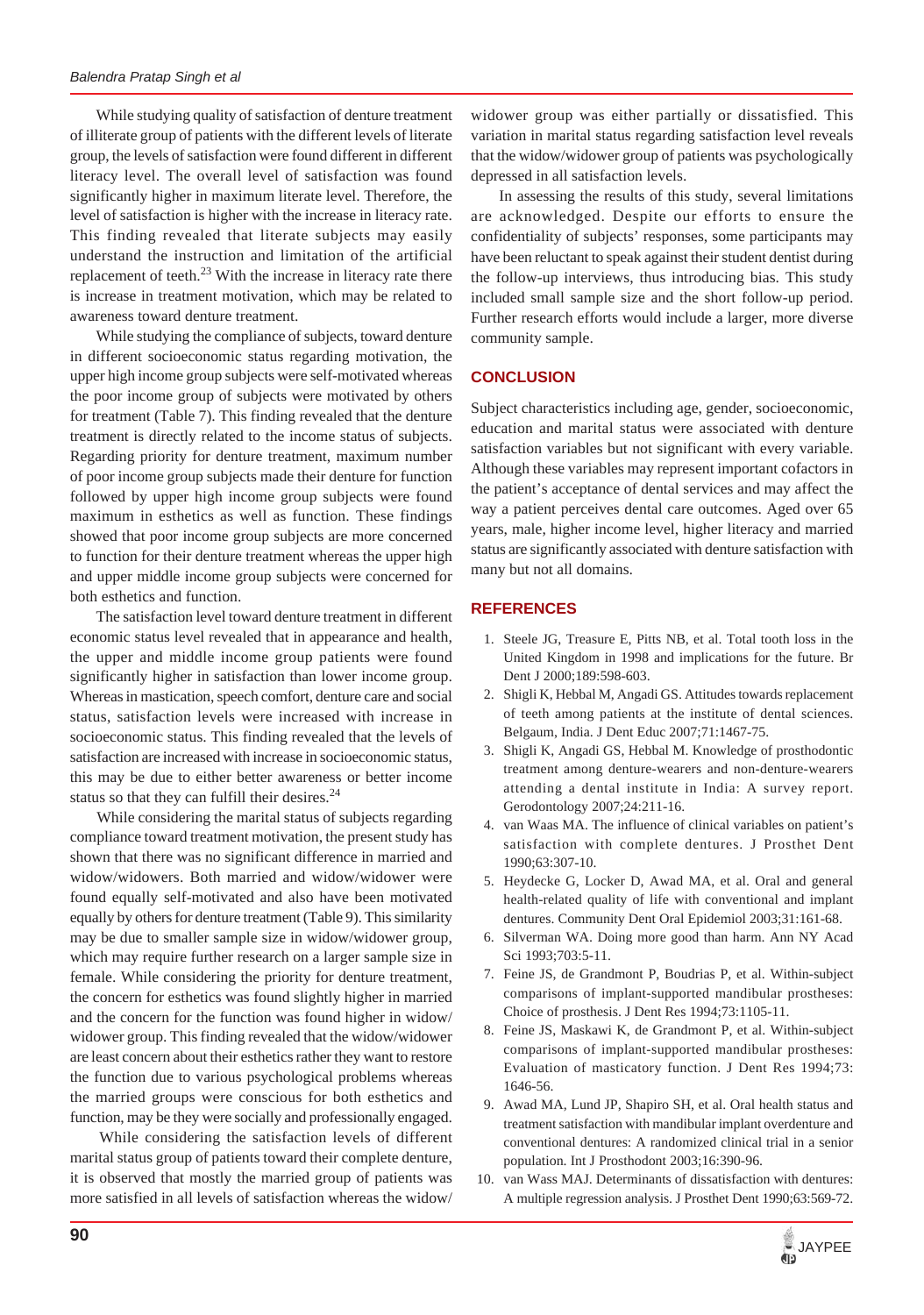While studying quality of satisfaction of denture treatment of illiterate group of patients with the different levels of literate group, the levels of satisfaction were found different in different literacy level. The overall level of satisfaction was found significantly higher in maximum literate level. Therefore, the level of satisfaction is higher with the increase in literacy rate. This finding revealed that literate subjects may easily understand the instruction and limitation of the artificial replacement of teeth.[23] With the increase in literacy rate there is increase in treatment motivation, which may be related to awareness toward denture treatment.

While studying the compliance of subjects, toward denture in different socioeconomic status regarding motivation, the upper high income group subjects were self-motivated whereas the poor income group of subjects were motivated by others for treatment (Table 7). This finding revealed that the denture treatment is directly related to the income status of subjects. Regarding priority for denture treatment, maximum number of poor income group subjects made their denture for function followed by upper high income group subjects were found maximum in esthetics as well as function. These findings showed that poor income group subjects are more concerned to function for their denture treatment whereas the upper high and upper middle income group subjects were concerned for both esthetics and function.

The satisfaction level toward denture treatment in different economic status level revealed that in appearance and health, the upper and middle income group patients were found significantly higher in satisfaction than lower income group. Whereas in mastication, speech comfort, denture care and social status, satisfaction levels were increased with increase in socioeconomic status. This finding revealed that the levels of satisfaction are increased with increase in socioeconomic status, this may be due to either better awareness or better income status so that they can fulfill their desires.[24]

While considering the marital status of subjects regarding compliance toward treatment motivation, the present study has shown that there was no significant difference in married and widow/widowers. Both married and widow/widower were found equally self-motivated and also have been motivated equally by others for denture treatment (Table 9). This similarity may be due to smaller sample size in widow/widower group, which may require further research on a larger sample size in female. While considering the priority for denture treatment, the concern for esthetics was found slightly higher in married and the concern for the function was found higher in widow/widower group. This finding revealed that the widow/widower are least concern about their esthetics rather they want to restore the function due to various psychological problems whereas the married groups were conscious for both esthetics and function, may be they were socially and professionally engaged.

While considering the satisfaction levels of different marital status group of patients toward their complete denture, it is observed that mostly the married group of patients was more satisfied in all levels of satisfaction whereas the widow/widower group was either partially or dissatisfied. This variation in marital status regarding satisfaction level reveals that the widow/widower group of patients was psychologically depressed in all satisfaction levels.

In assessing the results of this study, several limitations are acknowledged. Despite our efforts to ensure the confidentiality of subjects' responses, some participants may have been reluctant to speak against their student dentist during the follow-up interviews, thus introducing bias. This study included small sample size and the short follow-up period. Further research efforts would include a larger, more diverse community sample.

## CONCLUSION

Subject characteristics including age, gender, socioeconomic, education and marital status were associated with denture satisfaction variables but not significant with every variable. Although these variables may represent important cofactors in the patient's acceptance of dental services and may affect the way a patient perceives dental care outcomes. Aged over 65 years, male, higher income level, higher literacy and married status are significantly associated with denture satisfaction with many but not all domains.

## REFERENCES

1. Steele JG, Treasure E, Pitts NB, et al. Total tooth loss in the United Kingdom in 1998 and implications for the future. Br Dent J 2000;189:598-603.
2. Shigli K, Hebbal M, Angadi GS. Attitudes towards replacement of teeth among patients at the institute of dental sciences. Belgaum, India. J Dent Educ 2007;71:1467-75.
3. Shigli K, Angadi GS, Hebbal M. Knowledge of prosthodontic treatment among denture-wearers and non-denture-wearers attending a dental institute in India: A survey report. Gerodontology 2007;24:211-16.
4. van Waas MA. The influence of clinical variables on patient's satisfaction with complete dentures. J Prosthet Dent 1990;63:307-10.
5. Heydecke G, Locker D, Awad MA, et al. Oral and general health-related quality of life with conventional and implant dentures. Community Dent Oral Epidemiol 2003;31:161-68.
6. Silverman WA. Doing more good than harm. Ann NY Acad Sci 1993;703:5-11.
7. Feine JS, de Grandmont P, Boudrias P, et al. Within-subject comparisons of implant-supported mandibular prostheses: Choice of prosthesis. J Dent Res 1994;73:1105-11.
8. Feine JS, Maskawi K, de Grandmont P, et al. Within-subject comparisons of implant-supported mandibular prostheses: Evaluation of masticatory function. J Dent Res 1994;73:1646-56.
9. Awad MA, Lund JP, Shapiro SH, et al. Oral health status and treatment satisfaction with mandibular implant overdenture and conventional dentures: A randomized clinical trial in a senior population. Int J Prosthodont 2003;16:390-96.
10. van Wass MAJ. Determinants of dissatisfaction with dentures: A multiple regression analysis. J Prosthet Dent 1990;63:569-72.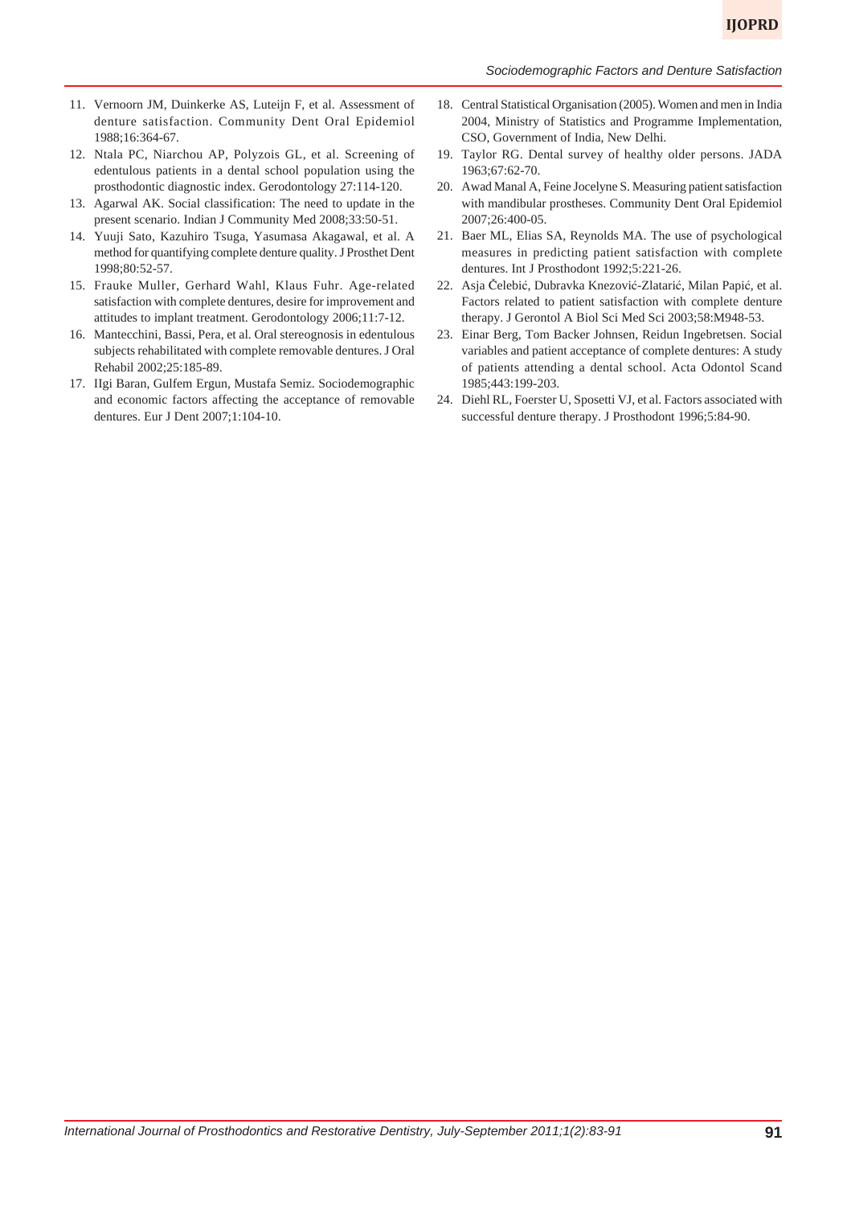11. Vernoorn JM, Duinkerke AS, Luteijn F, et al. Assessment of denture satisfaction. Community Dent Oral Epidemiol 1988;16:364-67.
12. Ntala PC, Niarchou AP, Polyzois GL, et al. Screening of edentulous patients in a dental school population using the prosthodontic diagnostic index. Gerodontology 27:114-120.
13. Agarwal AK. Social classification: The need to update in the present scenario. Indian J Community Med 2008;33:50-51.
14. Yuuji Sato, Kazuhiro Tsuga, Yasumasa Akagawal, et al. A method for quantifying complete denture quality. J Prosthet Dent 1998;80:52-57.
15. Frauke Muller, Gerhard Wahl, Klaus Fuhr. Age-related satisfaction with complete dentures, desire for improvement and attitudes to implant treatment. Gerodontology 2006;11:7-12.
16. Mantecchini, Bassi, Pera, et al. Oral stereognosis in edentulous subjects rehabilitated with complete removable dentures. J Oral Rehabil 2002;25:185-89.
17. IIgi Baran, Gulfem Ergun, Mustafa Semiz. Sociodemographic and economic factors affecting the acceptance of removable dentures. Eur J Dent 2007;1:104-10.
18. Central Statistical Organisation (2005). Women and men in India 2004, Ministry of Statistics and Programme Implementation, CSO, Government of India, New Delhi.
19. Taylor RG. Dental survey of healthy older persons. JADA 1963;67:62-70.
20. Awad Manal A, Feine Jocelyne S. Measuring patient satisfaction with mandibular prostheses. Community Dent Oral Epidemiol 2007;26:400-05.
21. Baer ML, Elias SA, Reynolds MA. The use of psychological measures in predicting patient satisfaction with complete dentures. Int J Prosthodont 1992;5:221-26.
22. Asja Čelebić, Dubravka Knezović-Zlatarić, Milan Papić, et al. Factors related to patient satisfaction with complete denture therapy. J Gerontol A Biol Sci Med Sci 2003;58:M948-53.
23. Einar Berg, Tom Backer Johnsen, Reidun Ingebretsen. Social variables and patient acceptance of complete dentures: A study of patients attending a dental school. Acta Odontol Scand 1985;443:199-203.
24. Diehl RL, Foerster U, Sposetti VJ, et al. Factors associated with successful denture therapy. J Prosthodont 1996;5:84-90.